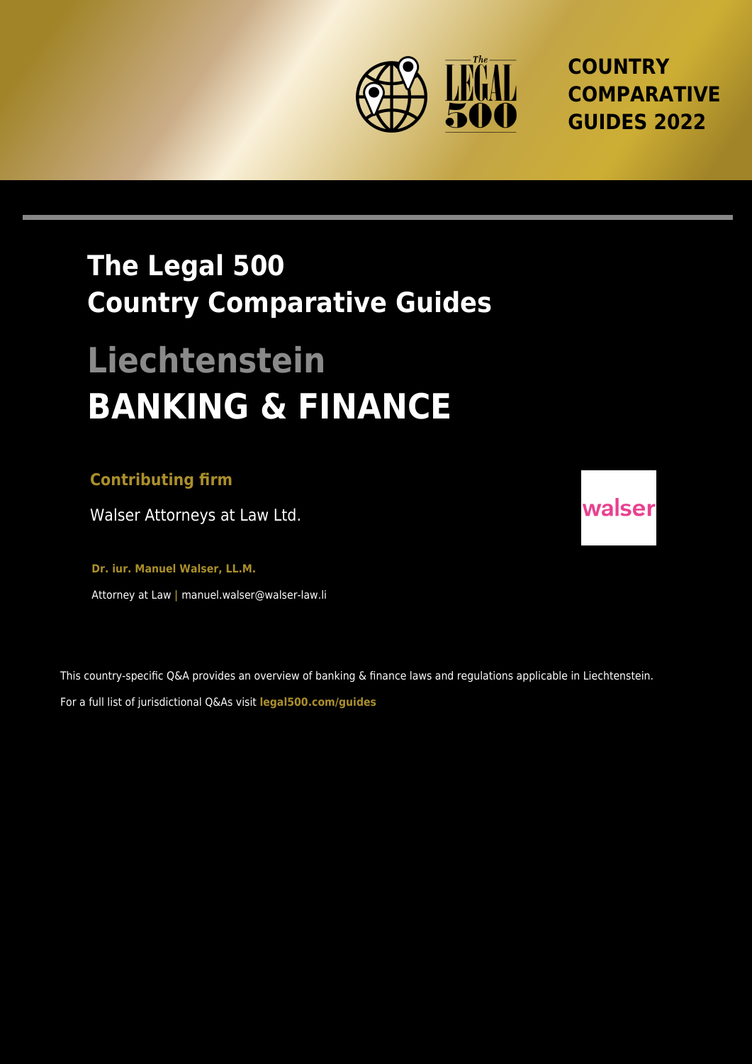COUNTRY COMPARATIVE GUIDES 2022

# The Legal 500 Country Comparative Guides

# Liechtenstein

# BANKING & FINANCE

**Contributing firm**

Walser Attorneys at Law Ltd.

**Dr. iur. Manuel Walser, LL.M.**

Attorney at Law | manuel.walser@walser-law.li

This country-specific Q&A provides an overview of banking & finance laws and regulations applicable in Liechtenstein.

For a full list of jurisdictional Q&As visit **legal500.com/guides**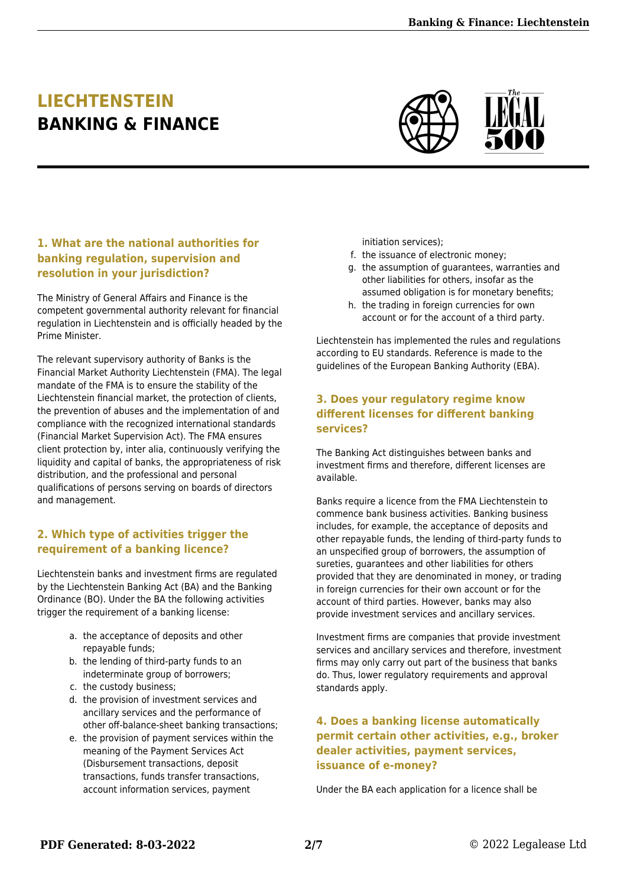# LIECHTENSTEIN
# BANKING & FINANCE

## 1. What are the national authorities for banking regulation, supervision and resolution in your jurisdiction?

The Ministry of General Affairs and Finance is the competent governmental authority relevant for financial regulation in Liechtenstein and is officially headed by the Prime Minister.

The relevant supervisory authority of Banks is the Financial Market Authority Liechtenstein (FMA). The legal mandate of the FMA is to ensure the stability of the Liechtenstein financial market, the protection of clients, the prevention of abuses and the implementation of and compliance with the recognized international standards (Financial Market Supervision Act). The FMA ensures client protection by, inter alia, continuously verifying the liquidity and capital of banks, the appropriateness of risk distribution, and the professional and personal qualifications of persons serving on boards of directors and management.

## 2. Which type of activities trigger the requirement of a banking licence?

Liechtenstein banks and investment firms are regulated by the Liechtenstein Banking Act (BA) and the Banking Ordinance (BO). Under the BA the following activities trigger the requirement of a banking license:

a. the acceptance of deposits and other repayable funds;
b. the lending of third-party funds to an indeterminate group of borrowers;
c. the custody business;
d. the provision of investment services and ancillary services and the performance of other off-balance-sheet banking transactions;
e. the provision of payment services within the meaning of the Payment Services Act (Disbursement transactions, deposit transactions, funds transfer transactions, account information services, payment initiation services);
f. the issuance of electronic money;
g. the assumption of guarantees, warranties and other liabilities for others, insofar as the assumed obligation is for monetary benefits;
h. the trading in foreign currencies for own account or for the account of a third party.

Liechtenstein has implemented the rules and regulations according to EU standards. Reference is made to the guidelines of the European Banking Authority (EBA).

## 3. Does your regulatory regime know different licenses for different banking services?

The Banking Act distinguishes between banks and investment firms and therefore, different licenses are available.

Banks require a licence from the FMA Liechtenstein to commence bank business activities. Banking business includes, for example, the acceptance of deposits and other repayable funds, the lending of third-party funds to an unspecified group of borrowers, the assumption of sureties, guarantees and other liabilities for others provided that they are denominated in money, or trading in foreign currencies for their own account or for the account of third parties. However, banks may also provide investment services and ancillary services.

Investment firms are companies that provide investment services and ancillary services and therefore, investment firms may only carry out part of the business that banks do. Thus, lower regulatory requirements and approval standards apply.

## 4. Does a banking license automatically permit certain other activities, e.g., broker dealer activities, payment services, issuance of e-money?

Under the BA each application for a licence shall be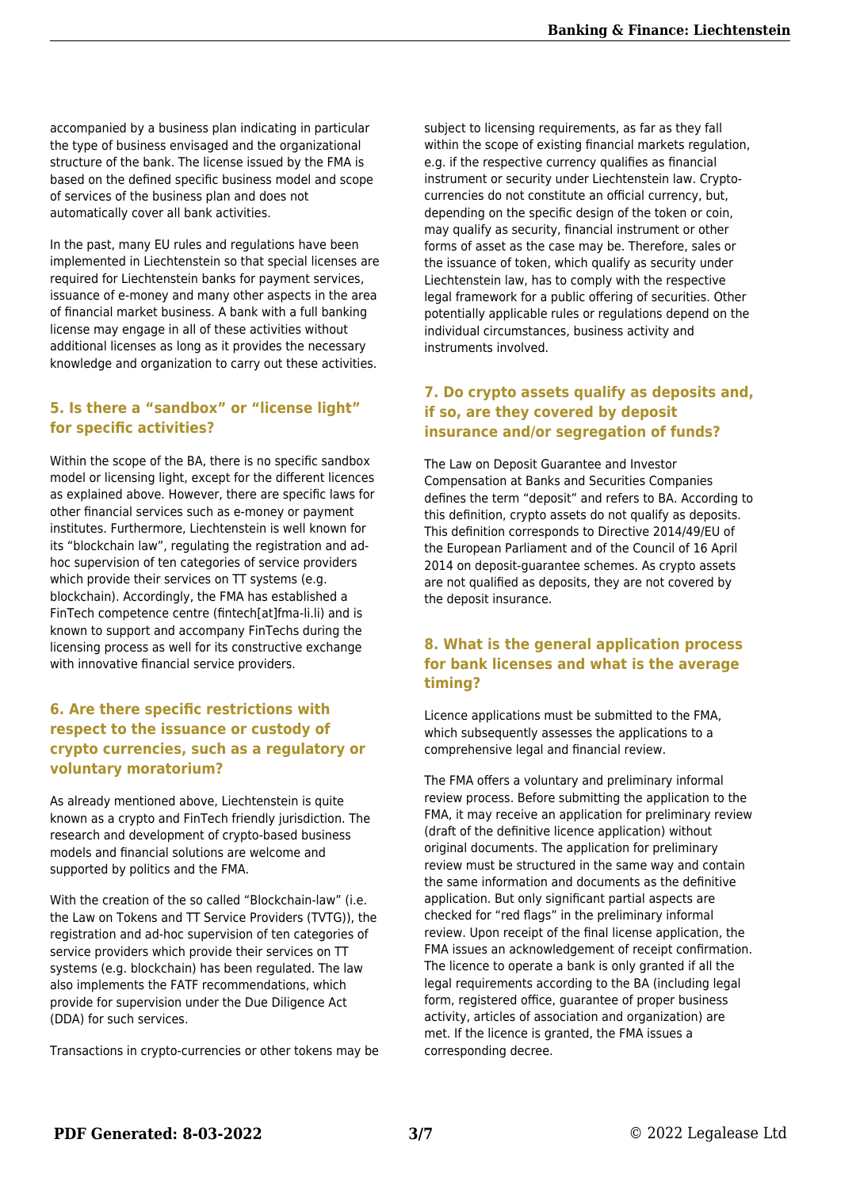accompanied by a business plan indicating in particular the type of business envisaged and the organizational structure of the bank. The license issued by the FMA is based on the defined specific business model and scope of services of the business plan and does not automatically cover all bank activities.

In the past, many EU rules and regulations have been implemented in Liechtenstein so that special licenses are required for Liechtenstein banks for payment services, issuance of e-money and many other aspects in the area of financial market business. A bank with a full banking license may engage in all of these activities without additional licenses as long as it provides the necessary knowledge and organization to carry out these activities.

## 5. Is there a "sandbox" or "license light" for specific activities?

Within the scope of the BA, there is no specific sandbox model or licensing light, except for the different licences as explained above. However, there are specific laws for other financial services such as e-money or payment institutes. Furthermore, Liechtenstein is well known for its "blockchain law", regulating the registration and ad-hoc supervision of ten categories of service providers which provide their services on TT systems (e.g. blockchain). Accordingly, the FMA has established a FinTech competence centre (fintech[at]fma-li.li) and is known to support and accompany FinTechs during the licensing process as well for its constructive exchange with innovative financial service providers.

## 6. Are there specific restrictions with respect to the issuance or custody of crypto currencies, such as a regulatory or voluntary moratorium?

As already mentioned above, Liechtenstein is quite known as a crypto and FinTech friendly jurisdiction. The research and development of crypto-based business models and financial solutions are welcome and supported by politics and the FMA.

With the creation of the so called "Blockchain-law" (i.e. the Law on Tokens and TT Service Providers (TVTG)), the registration and ad-hoc supervision of ten categories of service providers which provide their services on TT systems (e.g. blockchain) has been regulated. The law also implements the FATF recommendations, which provide for supervision under the Due Diligence Act (DDA) for such services.

Transactions in crypto-currencies or other tokens may be subject to licensing requirements, as far as they fall within the scope of existing financial markets regulation, e.g. if the respective currency qualifies as financial instrument or security under Liechtenstein law. Crypto-currencies do not constitute an official currency, but, depending on the specific design of the token or coin, may qualify as security, financial instrument or other forms of asset as the case may be. Therefore, sales or the issuance of token, which qualify as security under Liechtenstein law, has to comply with the respective legal framework for a public offering of securities. Other potentially applicable rules or regulations depend on the individual circumstances, business activity and instruments involved.

## 7. Do crypto assets qualify as deposits and, if so, are they covered by deposit insurance and/or segregation of funds?

The Law on Deposit Guarantee and Investor Compensation at Banks and Securities Companies defines the term "deposit" and refers to BA. According to this definition, crypto assets do not qualify as deposits. This definition corresponds to Directive 2014/49/EU of the European Parliament and of the Council of 16 April 2014 on deposit-guarantee schemes. As crypto assets are not qualified as deposits, they are not covered by the deposit insurance.

## 8. What is the general application process for bank licenses and what is the average timing?

Licence applications must be submitted to the FMA, which subsequently assesses the applications to a comprehensive legal and financial review.

The FMA offers a voluntary and preliminary informal review process. Before submitting the application to the FMA, it may receive an application for preliminary review (draft of the definitive licence application) without original documents. The application for preliminary review must be structured in the same way and contain the same information and documents as the definitive application. But only significant partial aspects are checked for "red flags" in the preliminary informal review. Upon receipt of the final license application, the FMA issues an acknowledgement of receipt confirmation. The licence to operate a bank is only granted if all the legal requirements according to the BA (including legal form, registered office, guarantee of proper business activity, articles of association and organization) are met. If the licence is granted, the FMA issues a corresponding decree.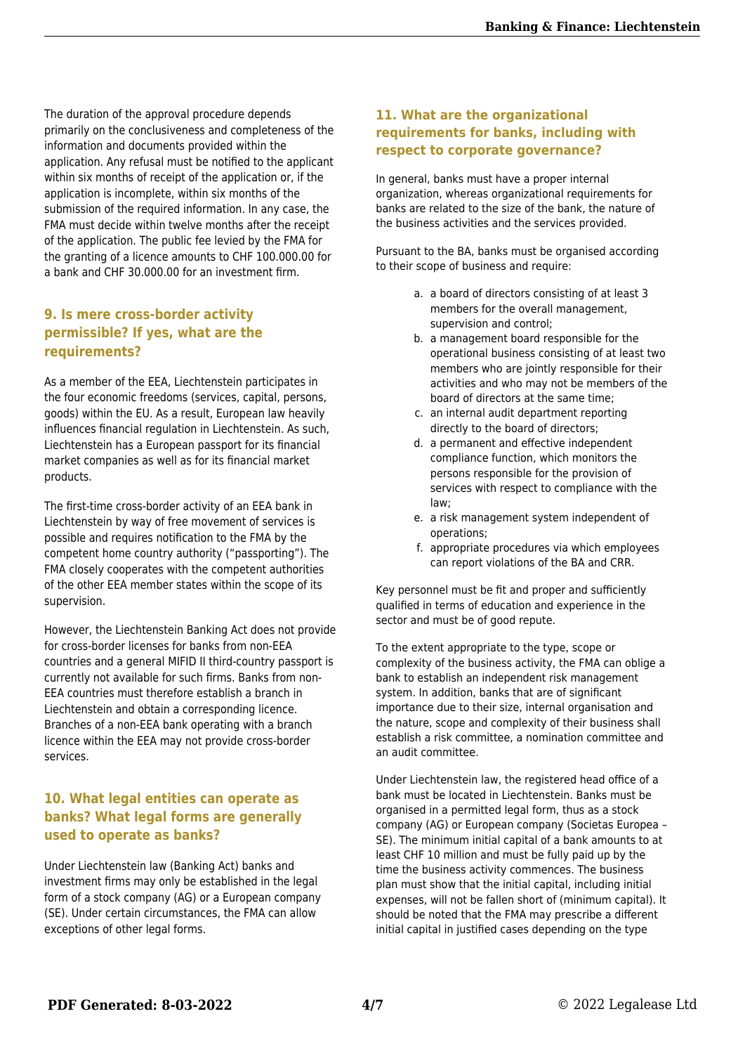The duration of the approval procedure depends primarily on the conclusiveness and completeness of the information and documents provided within the application. Any refusal must be notified to the applicant within six months of receipt of the application or, if the application is incomplete, within six months of the submission of the required information. In any case, the FMA must decide within twelve months after the receipt of the application. The public fee levied by the FMA for the granting of a licence amounts to CHF 100.000.00 for a bank and CHF 30.000.00 for an investment firm.

## 9. Is mere cross-border activity permissible? If yes, what are the requirements?

As a member of the EEA, Liechtenstein participates in the four economic freedoms (services, capital, persons, goods) within the EU. As a result, European law heavily influences financial regulation in Liechtenstein. As such, Liechtenstein has a European passport for its financial market companies as well as for its financial market products.

The first-time cross-border activity of an EEA bank in Liechtenstein by way of free movement of services is possible and requires notification to the FMA by the competent home country authority ("passporting"). The FMA closely cooperates with the competent authorities of the other EEA member states within the scope of its supervision.

However, the Liechtenstein Banking Act does not provide for cross-border licenses for banks from non-EEA countries and a general MIFID II third-country passport is currently not available for such firms. Banks from non-EEA countries must therefore establish a branch in Liechtenstein and obtain a corresponding licence. Branches of a non-EEA bank operating with a branch licence within the EEA may not provide cross-border services.

## 10. What legal entities can operate as banks? What legal forms are generally used to operate as banks?

Under Liechtenstein law (Banking Act) banks and investment firms may only be established in the legal form of a stock company (AG) or a European company (SE). Under certain circumstances, the FMA can allow exceptions of other legal forms.

## 11. What are the organizational requirements for banks, including with respect to corporate governance?

In general, banks must have a proper internal organization, whereas organizational requirements for banks are related to the size of the bank, the nature of the business activities and the services provided.

Pursuant to the BA, banks must be organised according to their scope of business and require:

a. a board of directors consisting of at least 3 members for the overall management, supervision and control;
b. a management board responsible for the operational business consisting of at least two members who are jointly responsible for their activities and who may not be members of the board of directors at the same time;
c. an internal audit department reporting directly to the board of directors;
d. a permanent and effective independent compliance function, which monitors the persons responsible for the provision of services with respect to compliance with the law;
e. a risk management system independent of operations;
f. appropriate procedures via which employees can report violations of the BA and CRR.

Key personnel must be fit and proper and sufficiently qualified in terms of education and experience in the sector and must be of good repute.

To the extent appropriate to the type, scope or complexity of the business activity, the FMA can oblige a bank to establish an independent risk management system. In addition, banks that are of significant importance due to their size, internal organisation and the nature, scope and complexity of their business shall establish a risk committee, a nomination committee and an audit committee.

Under Liechtenstein law, the registered head office of a bank must be located in Liechtenstein. Banks must be organised in a permitted legal form, thus as a stock company (AG) or European company (Societas Europea – SE). The minimum initial capital of a bank amounts to at least CHF 10 million and must be fully paid up by the time the business activity commences. The business plan must show that the initial capital, including initial expenses, will not be fallen short of (minimum capital). It should be noted that the FMA may prescribe a different initial capital in justified cases depending on the type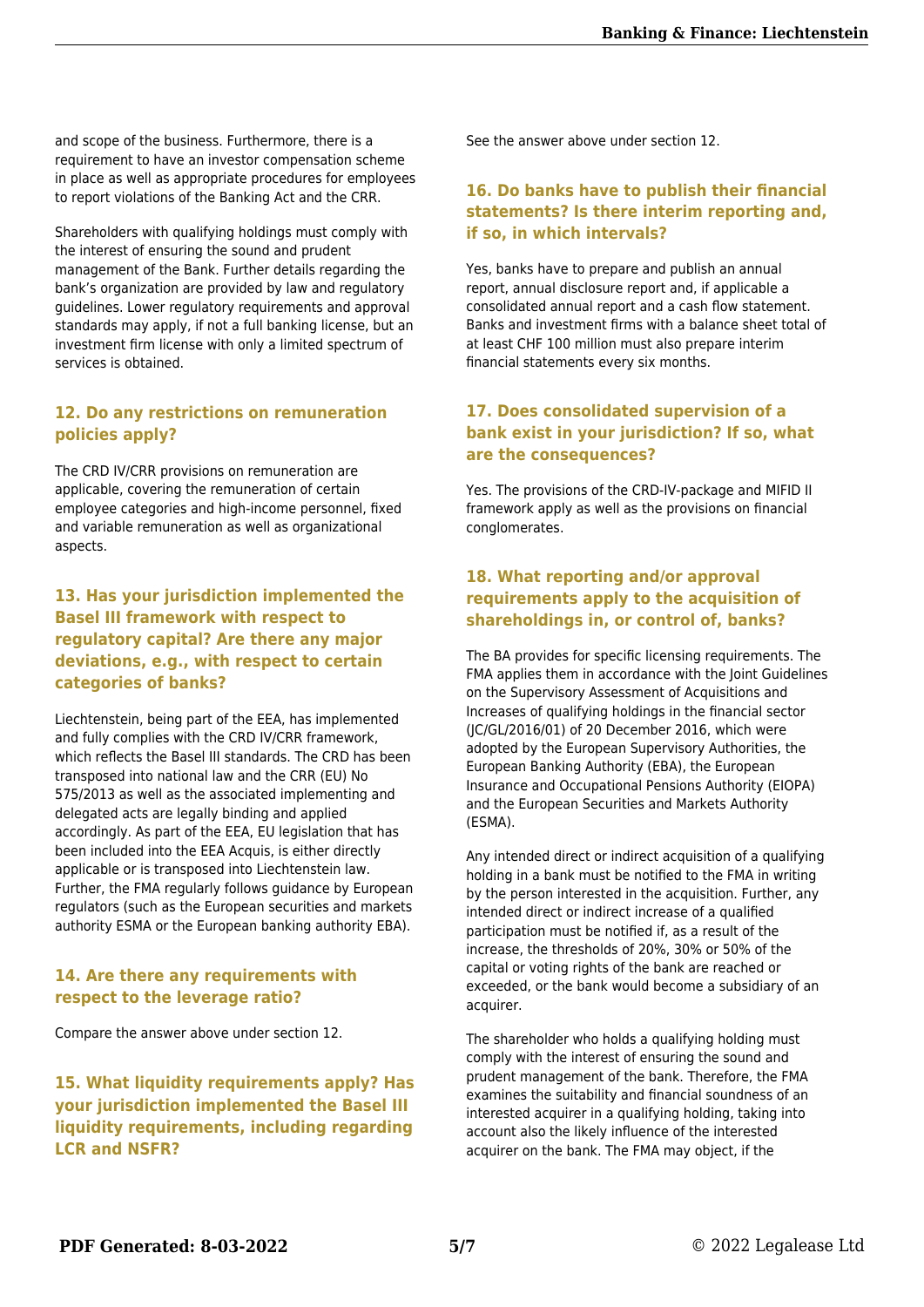and scope of the business. Furthermore, there is a requirement to have an investor compensation scheme in place as well as appropriate procedures for employees to report violations of the Banking Act and the CRR.

Shareholders with qualifying holdings must comply with the interest of ensuring the sound and prudent management of the Bank. Further details regarding the bank's organization are provided by law and regulatory guidelines. Lower regulatory requirements and approval standards may apply, if not a full banking license, but an investment firm license with only a limited spectrum of services is obtained.

## 12. Do any restrictions on remuneration policies apply?

The CRD IV/CRR provisions on remuneration are applicable, covering the remuneration of certain employee categories and high-income personnel, fixed and variable remuneration as well as organizational aspects.

## 13. Has your jurisdiction implemented the Basel III framework with respect to regulatory capital? Are there any major deviations, e.g., with respect to certain categories of banks?

Liechtenstein, being part of the EEA, has implemented and fully complies with the CRD IV/CRR framework, which reflects the Basel III standards. The CRD has been transposed into national law and the CRR (EU) No 575/2013 as well as the associated implementing and delegated acts are legally binding and applied accordingly. As part of the EEA, EU legislation that has been included into the EEA Acquis, is either directly applicable or is transposed into Liechtenstein law. Further, the FMA regularly follows guidance by European regulators (such as the European securities and markets authority ESMA or the European banking authority EBA).

## 14. Are there any requirements with respect to the leverage ratio?

Compare the answer above under section 12.

## 15. What liquidity requirements apply? Has your jurisdiction implemented the Basel III liquidity requirements, including regarding LCR and NSFR?

See the answer above under section 12.

## 16. Do banks have to publish their financial statements? Is there interim reporting and, if so, in which intervals?

Yes, banks have to prepare and publish an annual report, annual disclosure report and, if applicable a consolidated annual report and a cash flow statement. Banks and investment firms with a balance sheet total of at least CHF 100 million must also prepare interim financial statements every six months.

## 17. Does consolidated supervision of a bank exist in your jurisdiction? If so, what are the consequences?

Yes. The provisions of the CRD-IV-package and MIFID II framework apply as well as the provisions on financial conglomerates.

## 18. What reporting and/or approval requirements apply to the acquisition of shareholdings in, or control of, banks?

The BA provides for specific licensing requirements. The FMA applies them in accordance with the Joint Guidelines on the Supervisory Assessment of Acquisitions and Increases of qualifying holdings in the financial sector (JC/GL/2016/01) of 20 December 2016, which were adopted by the European Supervisory Authorities, the European Banking Authority (EBA), the European Insurance and Occupational Pensions Authority (EIOPA) and the European Securities and Markets Authority (ESMA).

Any intended direct or indirect acquisition of a qualifying holding in a bank must be notified to the FMA in writing by the person interested in the acquisition. Further, any intended direct or indirect increase of a qualified participation must be notified if, as a result of the increase, the thresholds of 20%, 30% or 50% of the capital or voting rights of the bank are reached or exceeded, or the bank would become a subsidiary of an acquirer.

The shareholder who holds a qualifying holding must comply with the interest of ensuring the sound and prudent management of the bank. Therefore, the FMA examines the suitability and financial soundness of an interested acquirer in a qualifying holding, taking into account also the likely influence of the interested acquirer on the bank. The FMA may object, if the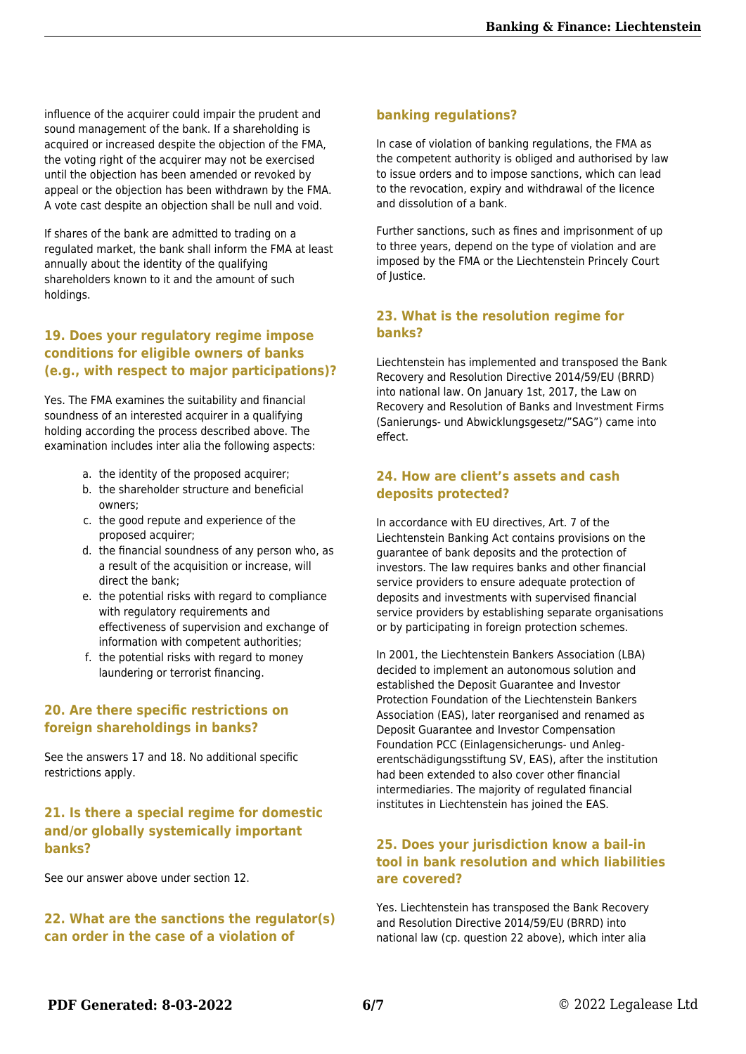influence of the acquirer could impair the prudent and sound management of the bank. If a shareholding is acquired or increased despite the objection of the FMA, the voting right of the acquirer may not be exercised until the objection has been amended or revoked by appeal or the objection has been withdrawn by the FMA. A vote cast despite an objection shall be null and void.

If shares of the bank are admitted to trading on a regulated market, the bank shall inform the FMA at least annually about the identity of the qualifying shareholders known to it and the amount of such holdings.

## 19. Does your regulatory regime impose conditions for eligible owners of banks (e.g., with respect to major participations)?

Yes. The FMA examines the suitability and financial soundness of an interested acquirer in a qualifying holding according the process described above. The examination includes inter alia the following aspects:

a. the identity of the proposed acquirer;
b. the shareholder structure and beneficial owners;
c. the good repute and experience of the proposed acquirer;
d. the financial soundness of any person who, as a result of the acquisition or increase, will direct the bank;
e. the potential risks with regard to compliance with regulatory requirements and effectiveness of supervision and exchange of information with competent authorities;
f. the potential risks with regard to money laundering or terrorist financing.

## 20. Are there specific restrictions on foreign shareholdings in banks?

See the answers 17 and 18. No additional specific restrictions apply.

## 21. Is there a special regime for domestic and/or globally systemically important banks?

See our answer above under section 12.

## 22. What are the sanctions the regulator(s) can order in the case of a violation of banking regulations?

In case of violation of banking regulations, the FMA as the competent authority is obliged and authorised by law to issue orders and to impose sanctions, which can lead to the revocation, expiry and withdrawal of the licence and dissolution of a bank.

Further sanctions, such as fines and imprisonment of up to three years, depend on the type of violation and are imposed by the FMA or the Liechtenstein Princely Court of Justice.

## 23. What is the resolution regime for banks?

Liechtenstein has implemented and transposed the Bank Recovery and Resolution Directive 2014/59/EU (BRRD) into national law. On January 1st, 2017, the Law on Recovery and Resolution of Banks and Investment Firms (Sanierungs- und Abwicklungsgesetz/"SAG") came into effect.

## 24. How are client's assets and cash deposits protected?

In accordance with EU directives, Art. 7 of the Liechtenstein Banking Act contains provisions on the guarantee of bank deposits and the protection of investors. The law requires banks and other financial service providers to ensure adequate protection of deposits and investments with supervised financial service providers by establishing separate organisations or by participating in foreign protection schemes.

In 2001, the Liechtenstein Bankers Association (LBA) decided to implement an autonomous solution and established the Deposit Guarantee and Investor Protection Foundation of the Liechtenstein Bankers Association (EAS), later reorganised and renamed as Deposit Guarantee and Investor Compensation Foundation PCC (Einlagensicherungs- und Anlegerentschädigungsstiftung SV, EAS), after the institution had been extended to also cover other financial intermediaries. The majority of regulated financial institutes in Liechtenstein has joined the EAS.

## 25. Does your jurisdiction know a bail-in tool in bank resolution and which liabilities are covered?

Yes. Liechtenstein has transposed the Bank Recovery and Resolution Directive 2014/59/EU (BRRD) into national law (cp. question 22 above), which inter alia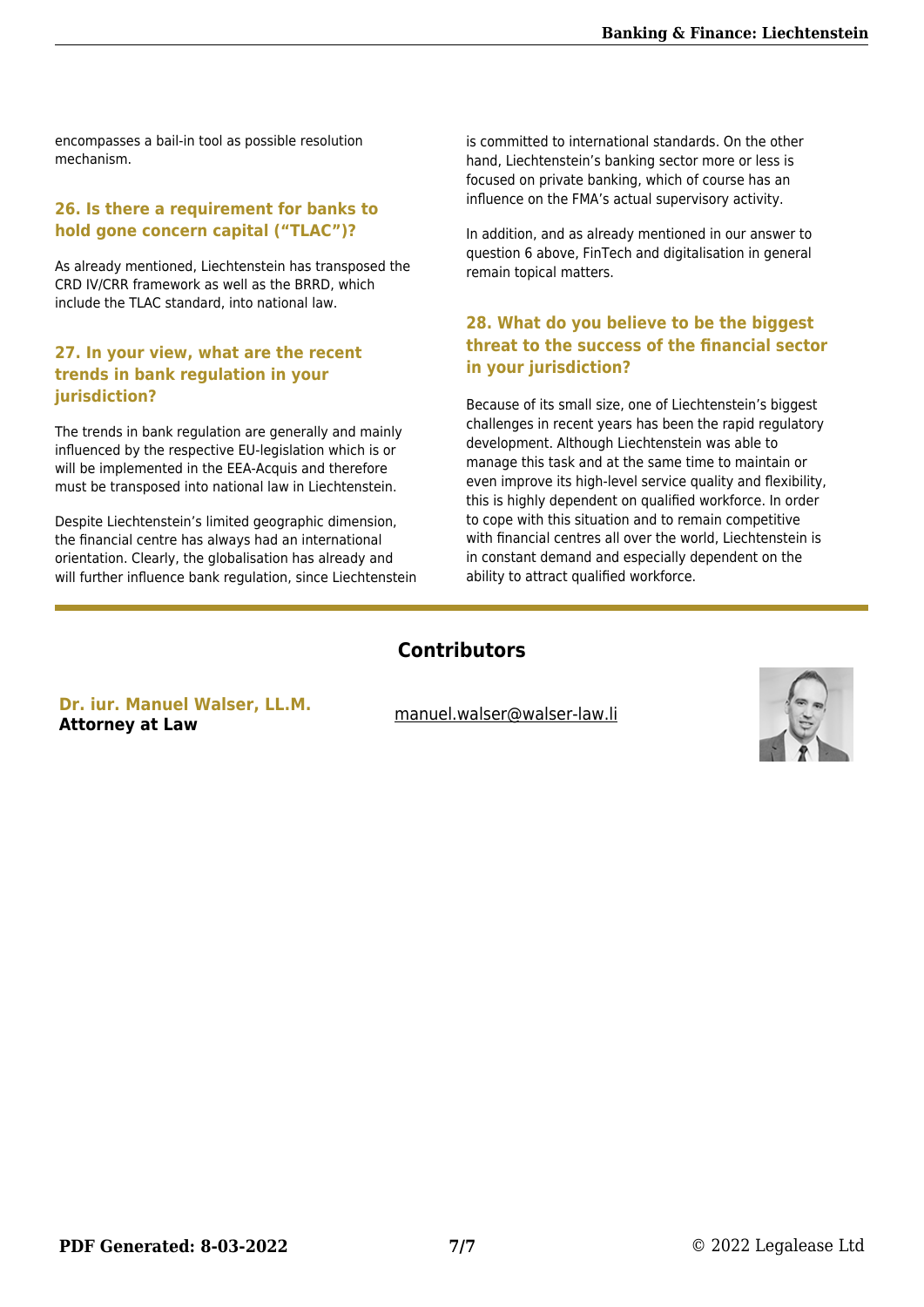encompasses a bail-in tool as possible resolution mechanism.

### 26. Is there a requirement for banks to hold gone concern capital ("TLAC")?

As already mentioned, Liechtenstein has transposed the CRD IV/CRR framework as well as the BRRD, which include the TLAC standard, into national law.

### 27. In your view, what are the recent trends in bank regulation in your jurisdiction?

The trends in bank regulation are generally and mainly influenced by the respective EU-legislation which is or will be implemented in the EEA-Acquis and therefore must be transposed into national law in Liechtenstein.

Despite Liechtenstein's limited geographic dimension, the financial centre has always had an international orientation. Clearly, the globalisation has already and will further influence bank regulation, since Liechtenstein is committed to international standards. On the other hand, Liechtenstein's banking sector more or less is focused on private banking, which of course has an influence on the FMA's actual supervisory activity.

In addition, and as already mentioned in our answer to question 6 above, FinTech and digitalisation in general remain topical matters.

### 28. What do you believe to be the biggest threat to the success of the financial sector in your jurisdiction?

Because of its small size, one of Liechtenstein's biggest challenges in recent years has been the rapid regulatory development. Although Liechtenstein was able to manage this task and at the same time to maintain or even improve its high-level service quality and flexibility, this is highly dependent on qualified workforce. In order to cope with this situation and to remain competitive with financial centres all over the world, Liechtenstein is in constant demand and especially dependent on the ability to attract qualified workforce.

## Contributors

**Dr. iur. Manuel Walser, LL.M.**
**Attorney at Law**

manuel.walser@walser-law.li